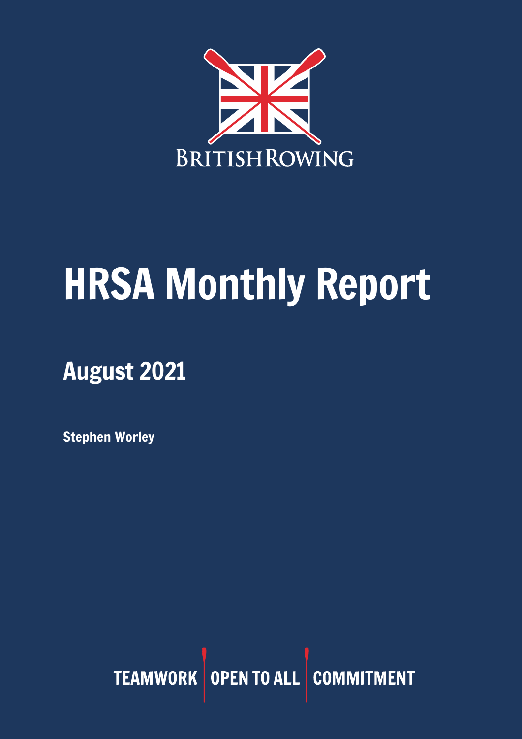BRITISH ROWING

# HRSA Monthly Report

## August 2021

**Stephen Worley**

TEAMWORK | OPEN TO ALL | COMMITMENT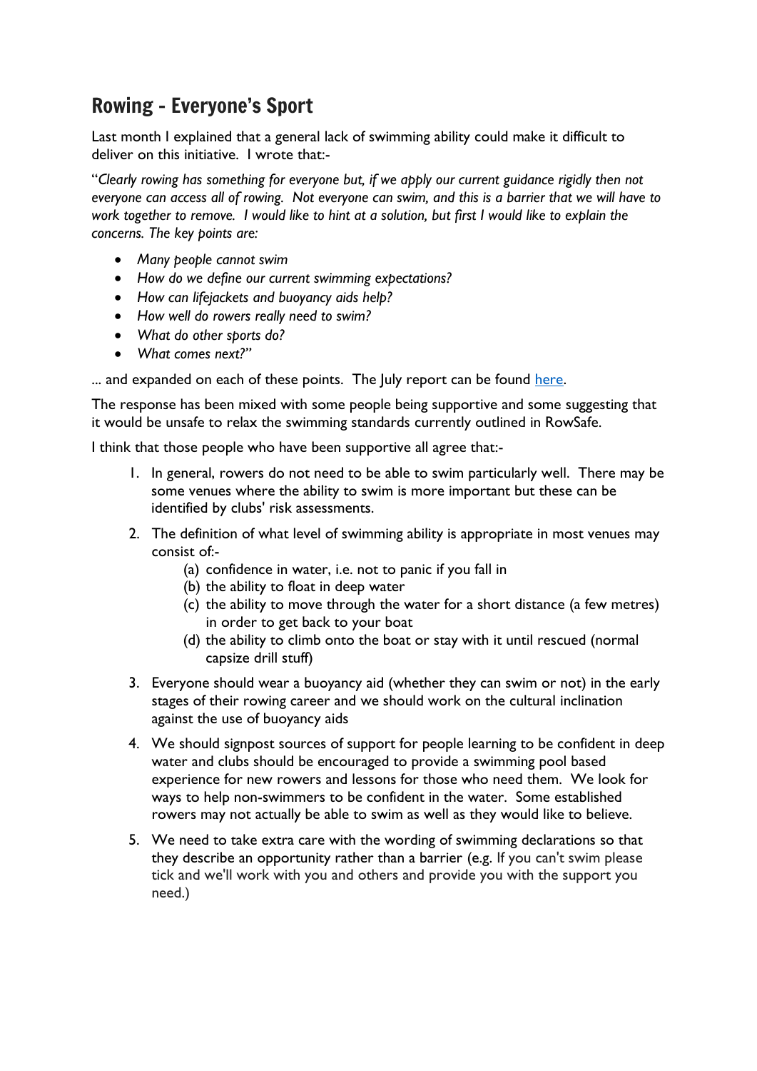## Rowing - Everyone's Sport

Last month I explained that a general lack of swimming ability could make it difficult to deliver on this initiative. I wrote that:-

"*Clearly rowing has something for everyone but, if we apply our current guidance rigidly then not everyone can access all of rowing. Not everyone can swim, and this is a barrier that we will have to work together to remove. I would like to hint at a solution, but first I would like to explain the concerns. The key points are:*

- *Many people cannot swim*
- *How do we define our current swimming expectations?*
- *How can lifejackets and buoyancy aids help?*
- *How well do rowers really need to swim?*
- *What do other sports do?*
- *What comes next?"*

... and expanded on each of these points. The July report can be found [here](here).

The response has been mixed with some people being supportive and some suggesting that it would be unsafe to relax the swimming standards currently outlined in RowSafe.

I think that those people who have been supportive all agree that:-

1. In general, rowers do not need to be able to swim particularly well. There may be some venues where the ability to swim is more important but these can be identified by clubs' risk assessments.
2. The definition of what level of swimming ability is appropriate in most venues may consist of:-
   (a) confidence in water, i.e. not to panic if you fall in
   (b) the ability to float in deep water
   (c) the ability to move through the water for a short distance (a few metres) in order to get back to your boat
   (d) the ability to climb onto the boat or stay with it until rescued (normal capsize drill stuff)
3. Everyone should wear a buoyancy aid (whether they can swim or not) in the early stages of their rowing career and we should work on the cultural inclination against the use of buoyancy aids
4. We should signpost sources of support for people learning to be confident in deep water and clubs should be encouraged to provide a swimming pool based experience for new rowers and lessons for those who need them. We look for ways to help non-swimmers to be confident in the water. Some established rowers may not actually be able to swim as well as they would like to believe.
5. We need to take extra care with the wording of swimming declarations so that they describe an opportunity rather than a barrier (e.g. If you can't swim please tick and we'll work with you and others and provide you with the support you need.)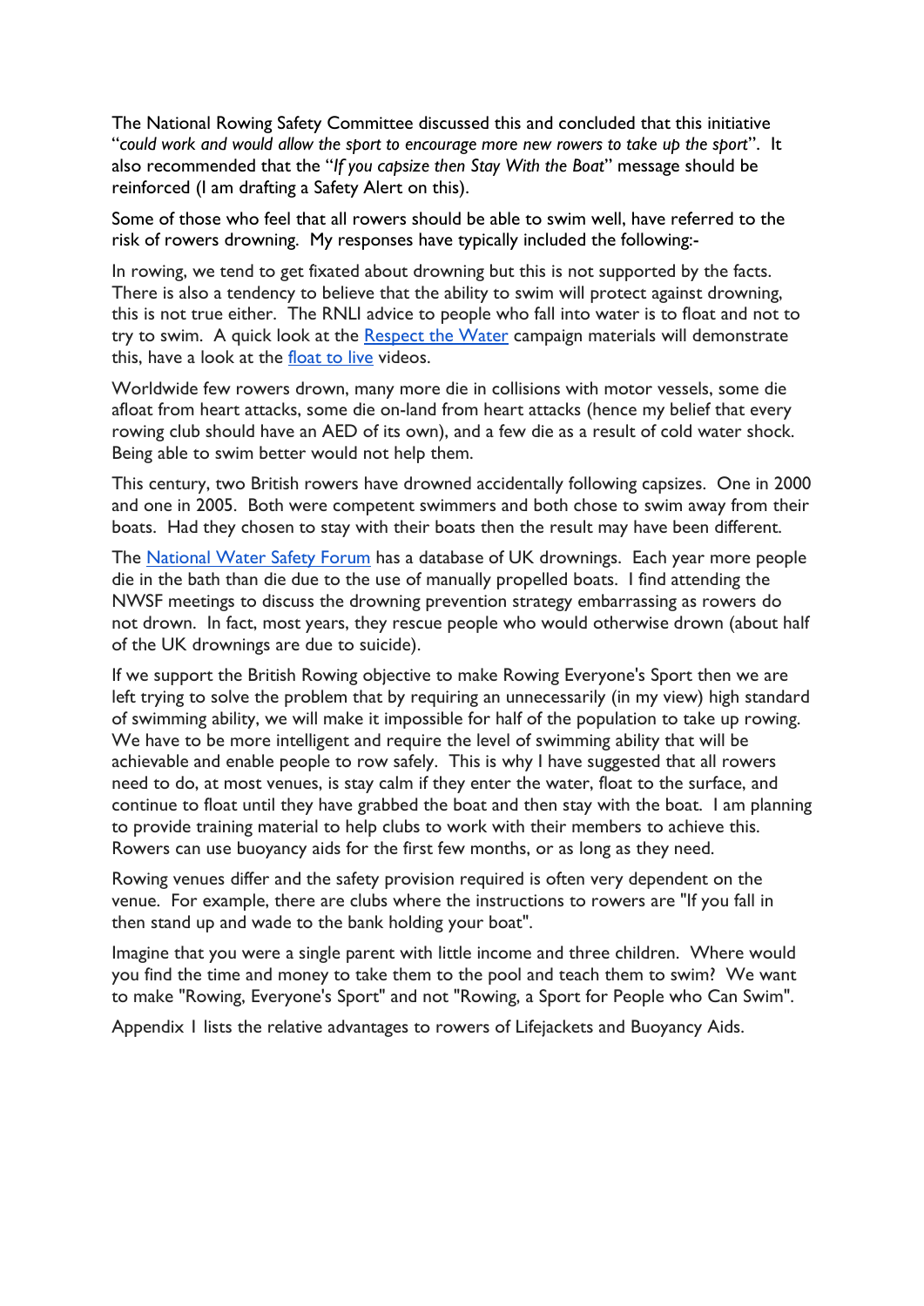The National Rowing Safety Committee discussed this and concluded that this initiative "*could work and would allow the sport to encourage more new rowers to take up the sport*". It also recommended that the "*If you capsize then Stay With the Boat*" message should be reinforced (I am drafting a Safety Alert on this).

Some of those who feel that all rowers should be able to swim well, have referred to the risk of rowers drowning. My responses have typically included the following:-

In rowing, we tend to get fixated about drowning but this is not supported by the facts. There is also a tendency to believe that the ability to swim will protect against drowning, this is not true either. The RNLI advice to people who fall into water is to float and not to try to swim. A quick look at the Respect the Water campaign materials will demonstrate this, have a look at the float to live videos.

Worldwide few rowers drown, many more die in collisions with motor vessels, some die afloat from heart attacks, some die on-land from heart attacks (hence my belief that every rowing club should have an AED of its own), and a few die as a result of cold water shock. Being able to swim better would not help them.

This century, two British rowers have drowned accidentally following capsizes. One in 2000 and one in 2005. Both were competent swimmers and both chose to swim away from their boats. Had they chosen to stay with their boats then the result may have been different.

The National Water Safety Forum has a database of UK drownings. Each year more people die in the bath than die due to the use of manually propelled boats. I find attending the NWSF meetings to discuss the drowning prevention strategy embarrassing as rowers do not drown. In fact, most years, they rescue people who would otherwise drown (about half of the UK drownings are due to suicide).

If we support the British Rowing objective to make Rowing Everyone's Sport then we are left trying to solve the problem that by requiring an unnecessarily (in my view) high standard of swimming ability, we will make it impossible for half of the population to take up rowing. We have to be more intelligent and require the level of swimming ability that will be achievable and enable people to row safely. This is why I have suggested that all rowers need to do, at most venues, is stay calm if they enter the water, float to the surface, and continue to float until they have grabbed the boat and then stay with the boat. I am planning to provide training material to help clubs to work with their members to achieve this. Rowers can use buoyancy aids for the first few months, or as long as they need.

Rowing venues differ and the safety provision required is often very dependent on the venue. For example, there are clubs where the instructions to rowers are "If you fall in then stand up and wade to the bank holding your boat".

Imagine that you were a single parent with little income and three children. Where would you find the time and money to take them to the pool and teach them to swim? We want to make "Rowing, Everyone's Sport" and not "Rowing, a Sport for People who Can Swim".

Appendix 1 lists the relative advantages to rowers of Lifejackets and Buoyancy Aids.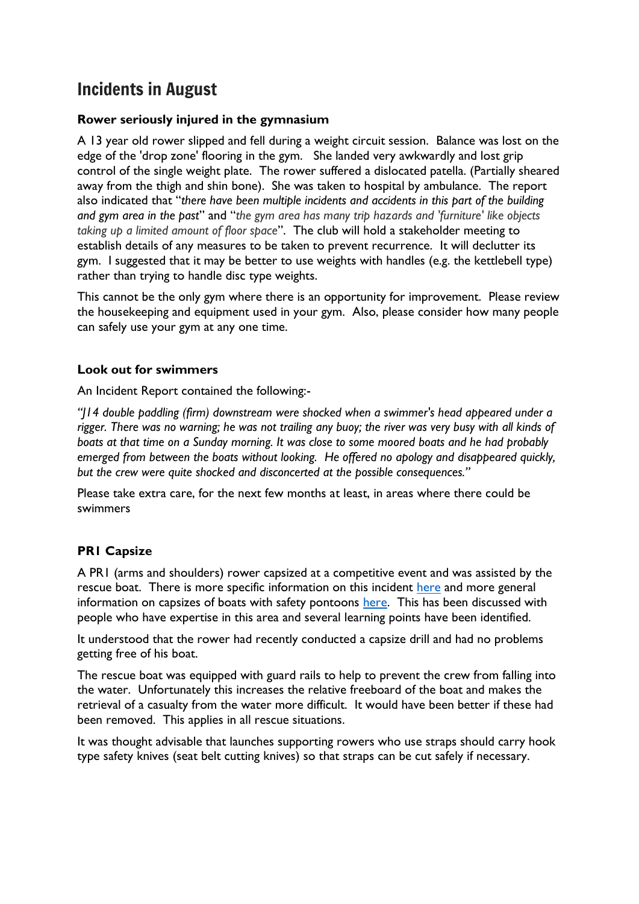## Incidents in August

**Rower seriously injured in the gymnasium**

A 13 year old rower slipped and fell during a weight circuit session. Balance was lost on the edge of the 'drop zone' flooring in the gym. She landed very awkwardly and lost grip control of the single weight plate. The rower suffered a dislocated patella. (Partially sheared away from the thigh and shin bone). She was taken to hospital by ambulance. The report also indicated that "*there have been multiple incidents and accidents in this part of the building and gym area in the past*" and "*the gym area has many trip hazards and 'furniture' like objects taking up a limited amount of floor space*". The club will hold a stakeholder meeting to establish details of any measures to be taken to prevent recurrence. It will declutter its gym. I suggested that it may be better to use weights with handles (e.g. the kettlebell type) rather than trying to handle disc type weights.

This cannot be the only gym where there is an opportunity for improvement. Please review the housekeeping and equipment used in your gym. Also, please consider how many people can safely use your gym at any one time.

**Look out for swimmers**

An Incident Report contained the following:-

*"J14 double paddling (firm) downstream were shocked when a swimmer's head appeared under a rigger. There was no warning; he was not trailing any buoy; the river was very busy with all kinds of boats at that time on a Sunday morning. It was close to some moored boats and he had probably emerged from between the boats without looking. He offered no apology and disappeared quickly, but the crew were quite shocked and disconcerted at the possible consequences."*

Please take extra care, for the next few months at least, in areas where there could be swimmers

**PR1 Capsize**

A PR1 (arms and shoulders) rower capsized at a competitive event and was assisted by the rescue boat. There is more specific information on this incident [here] and more general information on capsizes of boats with safety pontoons [here]. This has been discussed with people who have expertise in this area and several learning points have been identified.

It understood that the rower had recently conducted a capsize drill and had no problems getting free of his boat.

The rescue boat was equipped with guard rails to help to prevent the crew from falling into the water. Unfortunately this increases the relative freeboard of the boat and makes the retrieval of a casualty from the water more difficult. It would have been better if these had been removed. This applies in all rescue situations.

It was thought advisable that launches supporting rowers who use straps should carry hook type safety knives (seat belt cutting knives) so that straps can be cut safely if necessary.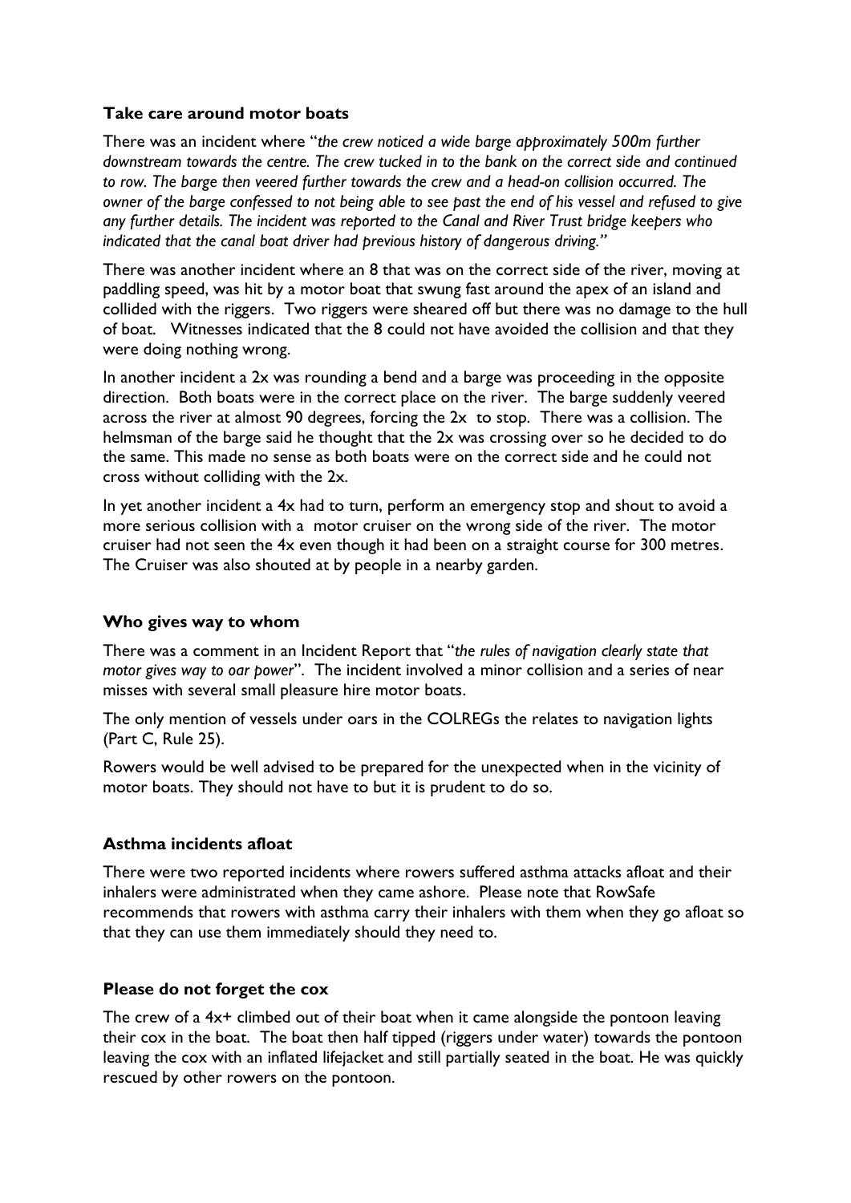### Take care around motor boats

There was an incident where "*the crew noticed a wide barge approximately 500m further downstream towards the centre. The crew tucked in to the bank on the correct side and continued to row. The barge then veered further towards the crew and a head-on collision occurred. The owner of the barge confessed to not being able to see past the end of his vessel and refused to give any further details. The incident was reported to the Canal and River Trust bridge keepers who indicated that the canal boat driver had previous history of dangerous driving.*"

There was another incident where an 8 that was on the correct side of the river, moving at paddling speed, was hit by a motor boat that swung fast around the apex of an island and collided with the riggers. Two riggers were sheared off but there was no damage to the hull of boat. Witnesses indicated that the 8 could not have avoided the collision and that they were doing nothing wrong.

In another incident a 2x was rounding a bend and a barge was proceeding in the opposite direction. Both boats were in the correct place on the river. The barge suddenly veered across the river at almost 90 degrees, forcing the 2x to stop. There was a collision. The helmsman of the barge said he thought that the 2x was crossing over so he decided to do the same. This made no sense as both boats were on the correct side and he could not cross without colliding with the 2x.

In yet another incident a 4x had to turn, perform an emergency stop and shout to avoid a more serious collision with a motor cruiser on the wrong side of the river. The motor cruiser had not seen the 4x even though it had been on a straight course for 300 metres. The Cruiser was also shouted at by people in a nearby garden.

### Who gives way to whom

There was a comment in an Incident Report that "*the rules of navigation clearly state that motor gives way to oar power*". The incident involved a minor collision and a series of near misses with several small pleasure hire motor boats.

The only mention of vessels under oars in the COLREGs the relates to navigation lights (Part C, Rule 25).

Rowers would be well advised to be prepared for the unexpected when in the vicinity of motor boats. They should not have to but it is prudent to do so.

### Asthma incidents afloat

There were two reported incidents where rowers suffered asthma attacks afloat and their inhalers were administrated when they came ashore. Please note that RowSafe recommends that rowers with asthma carry their inhalers with them when they go afloat so that they can use them immediately should they need to.

### Please do not forget the cox

The crew of a 4x+ climbed out of their boat when it came alongside the pontoon leaving their cox in the boat. The boat then half tipped (riggers under water) towards the pontoon leaving the cox with an inflated lifejacket and still partially seated in the boat. He was quickly rescued by other rowers on the pontoon.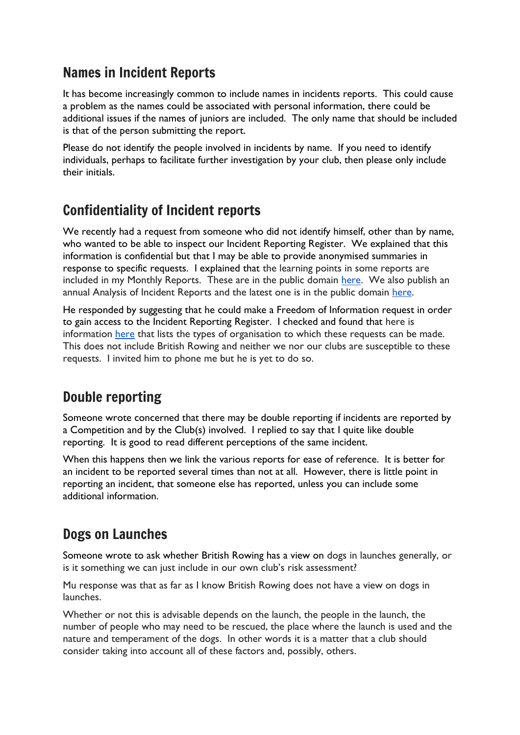## Names in Incident Reports

It has become increasingly common to include names in incidents reports. This could cause a problem as the names could be associated with personal information, there could be additional issues if the names of juniors are included. The only name that should be included is that of the person submitting the report.

Please do not identify the people involved in incidents by name. If you need to identify individuals, perhaps to facilitate further investigation by your club, then please only include their initials.

## Confidentiality of Incident reports

We recently had a request from someone who did not identify himself, other than by name, who wanted to be able to inspect our Incident Reporting Register. We explained that this information is confidential but that I may be able to provide anonymised summaries in response to specific requests. I explained that the learning points in some reports are included in my Monthly Reports. These are in the public domain here. We also publish an annual Analysis of Incident Reports and the latest one is in the public domain here.

He responded by suggesting that he could make a Freedom of Information request in order to gain access to the Incident Reporting Register. I checked and found that here is information here that lists the types of organisation to which these requests can be made. This does not include British Rowing and neither we nor our clubs are susceptible to these requests. I invited him to phone me but he is yet to do so.

## Double reporting

Someone wrote concerned that there may be double reporting if incidents are reported by a Competition and by the Club(s) involved. I replied to say that I quite like double reporting. It is good to read different perceptions of the same incident.

When this happens then we link the various reports for ease of reference. It is better for an incident to be reported several times than not at all. However, there is little point in reporting an incident, that someone else has reported, unless you can include some additional information.

## Dogs on Launches

Someone wrote to ask whether British Rowing has a view on dogs in launches generally, or is it something we can just include in our own club's risk assessment?

Mu response was that as far as I know British Rowing does not have a view on dogs in launches.

Whether or not this is advisable depends on the launch, the people in the launch, the number of people who may need to be rescued, the place where the launch is used and the nature and temperament of the dogs. In other words it is a matter that a club should consider taking into account all of these factors and, possibly, others.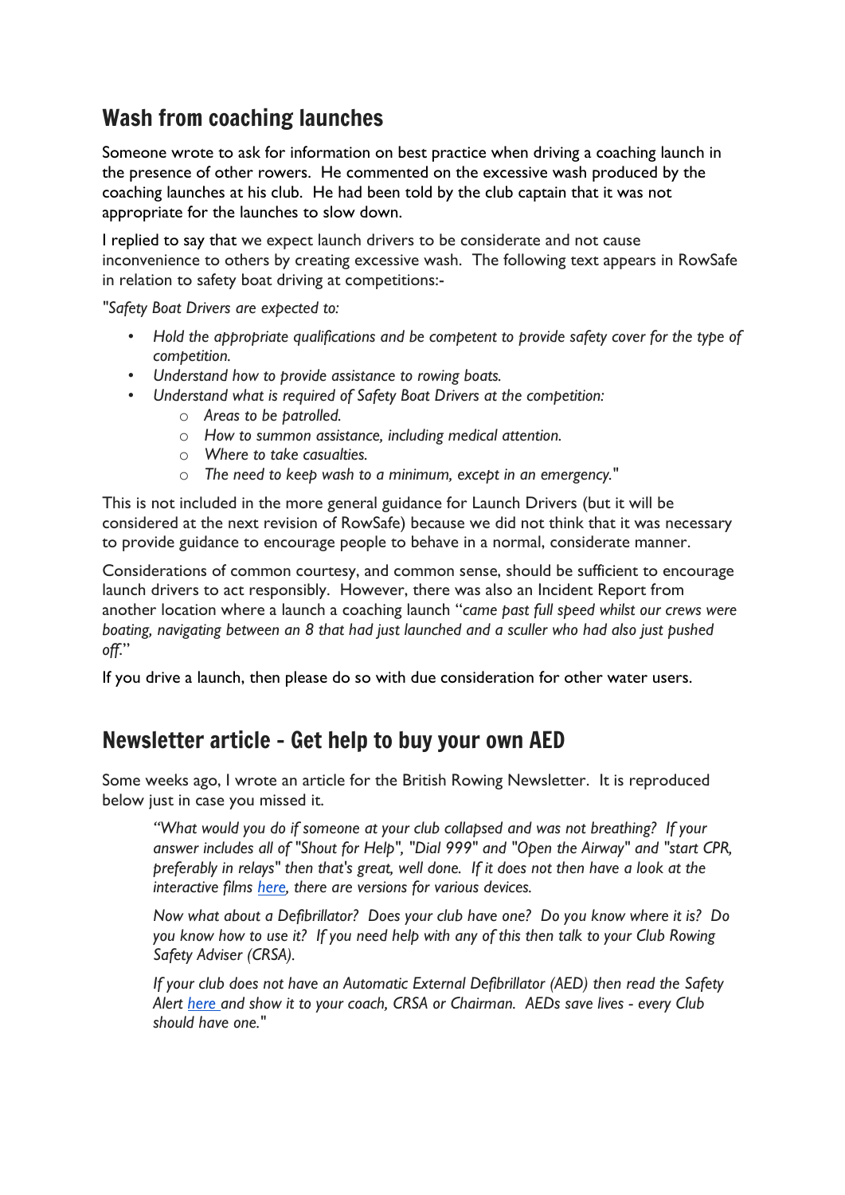## Wash from coaching launches

Someone wrote to ask for information on best practice when driving a coaching launch in the presence of other rowers. He commented on the excessive wash produced by the coaching launches at his club. He had been told by the club captain that it was not appropriate for the launches to slow down.

I replied to say that we expect launch drivers to be considerate and not cause inconvenience to others by creating excessive wash. The following text appears in RowSafe in relation to safety boat driving at competitions:-

*"Safety Boat Drivers are expected to:*

- *Hold the appropriate qualifications and be competent to provide safety cover for the type of competition.*
- *Understand how to provide assistance to rowing boats.*
- *Understand what is required of Safety Boat Drivers at the competition:*
    - *Areas to be patrolled.*
    - *How to summon assistance, including medical attention.*
    - *Where to take casualties.*
    - *The need to keep wash to a minimum, except in an emergency."*

This is not included in the more general guidance for Launch Drivers (but it will be considered at the next revision of RowSafe) because we did not think that it was necessary to provide guidance to encourage people to behave in a normal, considerate manner.

Considerations of common courtesy, and common sense, should be sufficient to encourage launch drivers to act responsibly. However, there was also an Incident Report from another location where a launch a coaching launch "*came past full speed whilst our crews were boating, navigating between an 8 that had just launched and a sculler who had also just pushed off.*"

If you drive a launch, then please do so with due consideration for other water users.

## Newsletter article - Get help to buy your own AED

Some weeks ago, I wrote an article for the British Rowing Newsletter. It is reproduced below just in case you missed it.

> *"What would you do if someone at your club collapsed and was not breathing? If your answer includes all of "Shout for Help", "Dial 999" and "Open the Airway" and "start CPR, preferably in relays" then that's great, well done. If it does not then have a look at the interactive films [here](), there are versions for various devices.*
>
> *Now what about a Defibrillator? Does your club have one? Do you know where it is? Do you know how to use it? If you need help with any of this then talk to your Club Rowing Safety Adviser (CRSA).*
>
> *If your club does not have an Automatic External Defibrillator (AED) then read the Safety Alert [here]() and show it to your coach, CRSA or Chairman. AEDs save lives - every Club should have one."*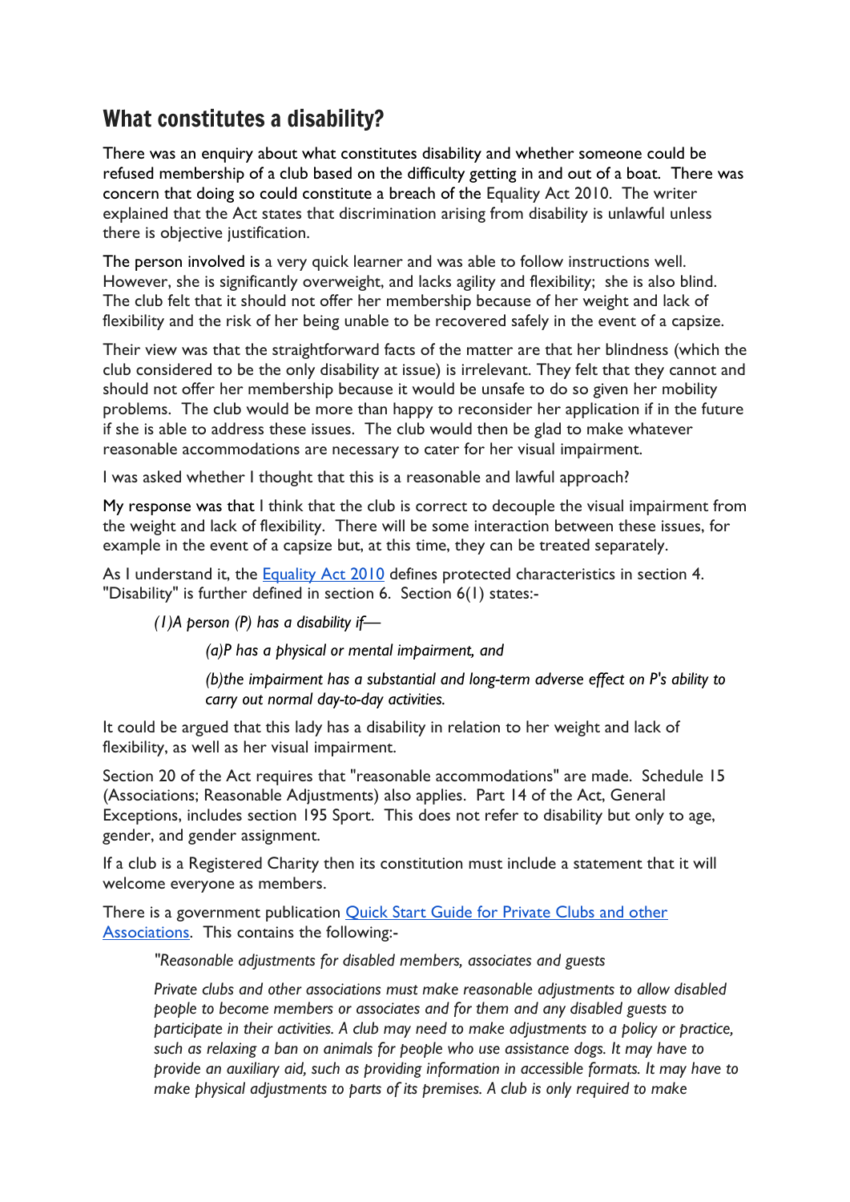## What constitutes a disability?

There was an enquiry about what constitutes disability and whether someone could be refused membership of a club based on the difficulty getting in and out of a boat. There was concern that doing so could constitute a breach of the Equality Act 2010. The writer explained that the Act states that discrimination arising from disability is unlawful unless there is objective justification.

The person involved is a very quick learner and was able to follow instructions well. However, she is significantly overweight, and lacks agility and flexibility; she is also blind. The club felt that it should not offer her membership because of her weight and lack of flexibility and the risk of her being unable to be recovered safely in the event of a capsize.

Their view was that the straightforward facts of the matter are that her blindness (which the club considered to be the only disability at issue) is irrelevant. They felt that they cannot and should not offer her membership because it would be unsafe to do so given her mobility problems. The club would be more than happy to reconsider her application if in the future if she is able to address these issues. The club would then be glad to make whatever reasonable accommodations are necessary to cater for her visual impairment.

I was asked whether I thought that this is a reasonable and lawful approach?

My response was that I think that the club is correct to decouple the visual impairment from the weight and lack of flexibility. There will be some interaction between these issues, for example in the event of a capsize but, at this time, they can be treated separately.

As I understand it, the [Equality Act 2010] defines protected characteristics in section 4. "Disability" is further defined in section 6. Section 6(1) states:-

> *(1)A person (P) has a disability if—*
>
> > *(a)P has a physical or mental impairment, and*
> >
> > *(b)the impairment has a substantial and long-term adverse effect on P's ability to carry out normal day-to-day activities.*

It could be argued that this lady has a disability in relation to her weight and lack of flexibility, as well as her visual impairment.

Section 20 of the Act requires that "reasonable accommodations" are made. Schedule 15 (Associations; Reasonable Adjustments) also applies. Part 14 of the Act, General Exceptions, includes section 195 Sport. This does not refer to disability but only to age, gender, and gender assignment.

If a club is a Registered Charity then its constitution must include a statement that it will welcome everyone as members.

There is a government publication [Quick Start Guide for Private Clubs and other Associations]. This contains the following:-

> *"Reasonable adjustments for disabled members, associates and guests*
>
> *Private clubs and other associations must make reasonable adjustments to allow disabled people to become members or associates and for them and any disabled guests to participate in their activities. A club may need to make adjustments to a policy or practice, such as relaxing a ban on animals for people who use assistance dogs. It may have to provide an auxiliary aid, such as providing information in accessible formats. It may have to make physical adjustments to parts of its premises. A club is only required to make*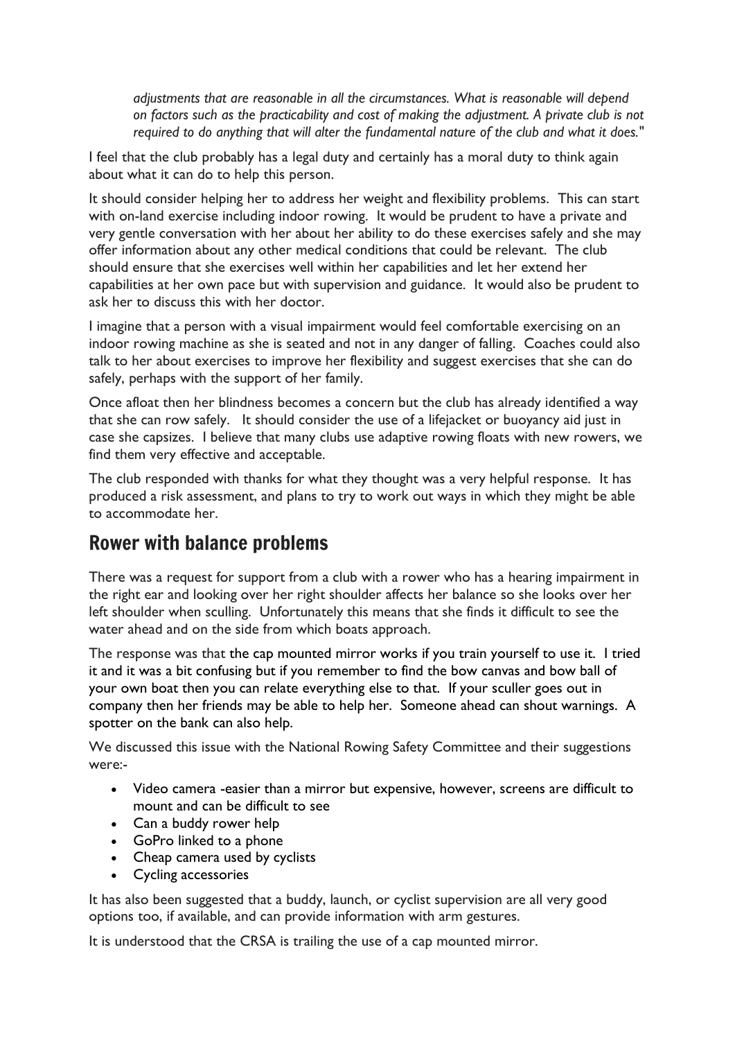*adjustments that are reasonable in all the circumstances. What is reasonable will depend on factors such as the practicability and cost of making the adjustment. A private club is not required to do anything that will alter the fundamental nature of the club and what it does."*

I feel that the club probably has a legal duty and certainly has a moral duty to think again about what it can do to help this person.

It should consider helping her to address her weight and flexibility problems. This can start with on-land exercise including indoor rowing. It would be prudent to have a private and very gentle conversation with her about her ability to do these exercises safely and she may offer information about any other medical conditions that could be relevant. The club should ensure that she exercises well within her capabilities and let her extend her capabilities at her own pace but with supervision and guidance. It would also be prudent to ask her to discuss this with her doctor.

I imagine that a person with a visual impairment would feel comfortable exercising on an indoor rowing machine as she is seated and not in any danger of falling. Coaches could also talk to her about exercises to improve her flexibility and suggest exercises that she can do safely, perhaps with the support of her family.

Once afloat then her blindness becomes a concern but the club has already identified a way that she can row safely. It should consider the use of a lifejacket or buoyancy aid just in case she capsizes. I believe that many clubs use adaptive rowing floats with new rowers, we find them very effective and acceptable.

The club responded with thanks for what they thought was a very helpful response. It has produced a risk assessment, and plans to try to work out ways in which they might be able to accommodate her.

## Rower with balance problems

There was a request for support from a club with a rower who has a hearing impairment in the right ear and looking over her right shoulder affects her balance so she looks over her left shoulder when sculling. Unfortunately this means that she finds it difficult to see the water ahead and on the side from which boats approach.

The response was that the cap mounted mirror works if you train yourself to use it. I tried it and it was a bit confusing but if you remember to find the bow canvas and bow ball of your own boat then you can relate everything else to that. If your sculler goes out in company then her friends may be able to help her. Someone ahead can shout warnings. A spotter on the bank can also help.

We discussed this issue with the National Rowing Safety Committee and their suggestions were:-

- Video camera -easier than a mirror but expensive, however, screens are difficult to mount and can be difficult to see
- Can a buddy rower help
- GoPro linked to a phone
- Cheap camera used by cyclists
- Cycling accessories

It has also been suggested that a buddy, launch, or cyclist supervision are all very good options too, if available, and can provide information with arm gestures.

It is understood that the CRSA is trailing the use of a cap mounted mirror.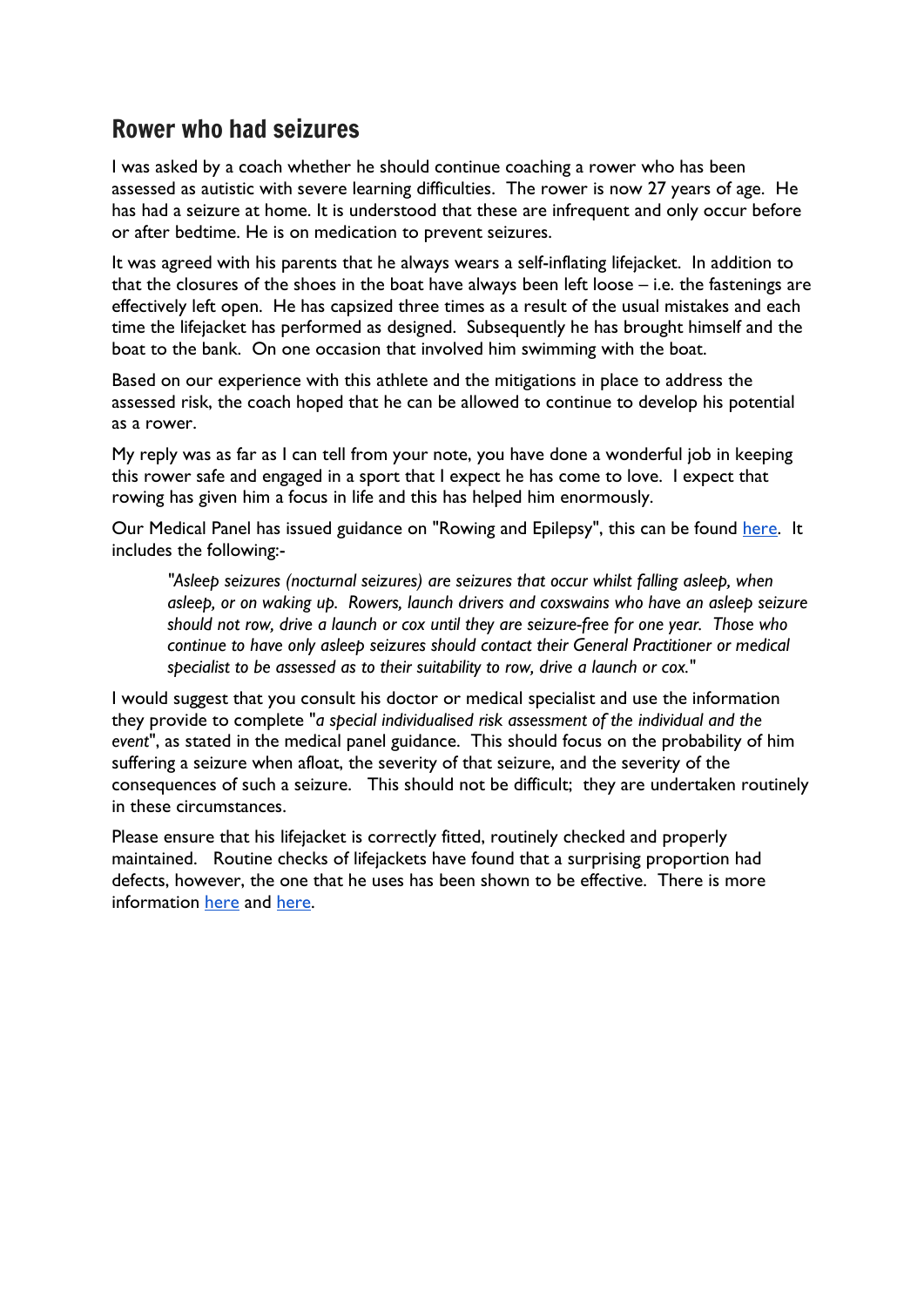## Rower who had seizures

I was asked by a coach whether he should continue coaching a rower who has been assessed as autistic with severe learning difficulties. The rower is now 27 years of age. He has had a seizure at home. It is understood that these are infrequent and only occur before or after bedtime. He is on medication to prevent seizures.

It was agreed with his parents that he always wears a self-inflating lifejacket. In addition to that the closures of the shoes in the boat have always been left loose – i.e. the fastenings are effectively left open. He has capsized three times as a result of the usual mistakes and each time the lifejacket has performed as designed. Subsequently he has brought himself and the boat to the bank. On one occasion that involved him swimming with the boat.

Based on our experience with this athlete and the mitigations in place to address the assessed risk, the coach hoped that he can be allowed to continue to develop his potential as a rower.

My reply was as far as I can tell from your note, you have done a wonderful job in keeping this rower safe and engaged in a sport that I expect he has come to love. I expect that rowing has given him a focus in life and this has helped him enormously.

Our Medical Panel has issued guidance on "Rowing and Epilepsy", this can be found here. It includes the following:-

> *"Asleep seizures (nocturnal seizures) are seizures that occur whilst falling asleep, when asleep, or on waking up. Rowers, launch drivers and coxswains who have an asleep seizure should not row, drive a launch or cox until they are seizure-free for one year. Those who continue to have only asleep seizures should contact their General Practitioner or medical specialist to be assessed as to their suitability to row, drive a launch or cox."*

I would suggest that you consult his doctor or medical specialist and use the information they provide to complete "*a special individualised risk assessment of the individual and the event*", as stated in the medical panel guidance. This should focus on the probability of him suffering a seizure when afloat, the severity of that seizure, and the severity of the consequences of such a seizure. This should not be difficult; they are undertaken routinely in these circumstances.

Please ensure that his lifejacket is correctly fitted, routinely checked and properly maintained. Routine checks of lifejackets have found that a surprising proportion had defects, however, the one that he uses has been shown to be effective. There is more information here and here.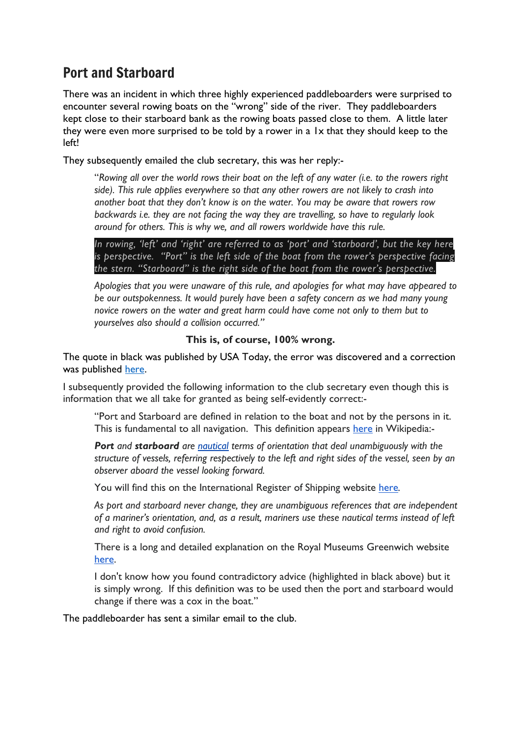## Port and Starboard

There was an incident in which three highly experienced paddleboarders were surprised to encounter several rowing boats on the "wrong" side of the river. They paddleboarders kept close to their starboard bank as the rowing boats passed close to them. A little later they were even more surprised to be told by a rower in a 1x that they should keep to the left!

They subsequently emailed the club secretary, this was her reply:-

> "*Rowing all over the world rows their boat on the left of any water (i.e. to the rowers right side). This rule applies everywhere so that any other rowers are not likely to crash into another boat that they don't know is on the water. You may be aware that rowers row backwards i.e. they are not facing the way they are travelling, so have to regularly look around for others. This is why we, and all rowers worldwide have this rule.*
>
> *In rowing, 'left' and 'right' are referred to as 'port' and 'starboard', but the key here is perspective. "Port" is the left side of the boat from the rower's perspective facing the stern. "Starboard" is the right side of the boat from the rower's perspective.*
>
> *Apologies that you were unaware of this rule, and apologies for what may have appeared to be our outspokenness. It would purely have been a safety concern as we had many young novice rowers on the water and great harm could have come not only to them but to yourselves also should a collision occurred."*

**This is, of course, 100% wrong.**

The quote in black was published by USA Today, the error was discovered and a correction was published here.

I subsequently provided the following information to the club secretary even though this is information that we all take for granted as being self-evidently correct:-

> "Port and Starboard are defined in relation to the boat and not by the persons in it. This is fundamental to all navigation. This definition appears here in Wikipedia:-
>
> ***Port** and **starboard** are nautical terms of orientation that deal unambiguously with the structure of vessels, referring respectively to the left and right sides of the vessel, seen by an observer aboard the vessel looking forward.*
>
> You will find this on the International Register of Shipping website here.
>
> *As port and starboard never change, they are unambiguous references that are independent of a mariner's orientation, and, as a result, mariners use these nautical terms instead of left and right to avoid confusion.*
>
> There is a long and detailed explanation on the Royal Museums Greenwich website here.
>
> I don't know how you found contradictory advice (highlighted in black above) but it is simply wrong. If this definition was to be used then the port and starboard would change if there was a cox in the boat."

The paddleboarder has sent a similar email to the club.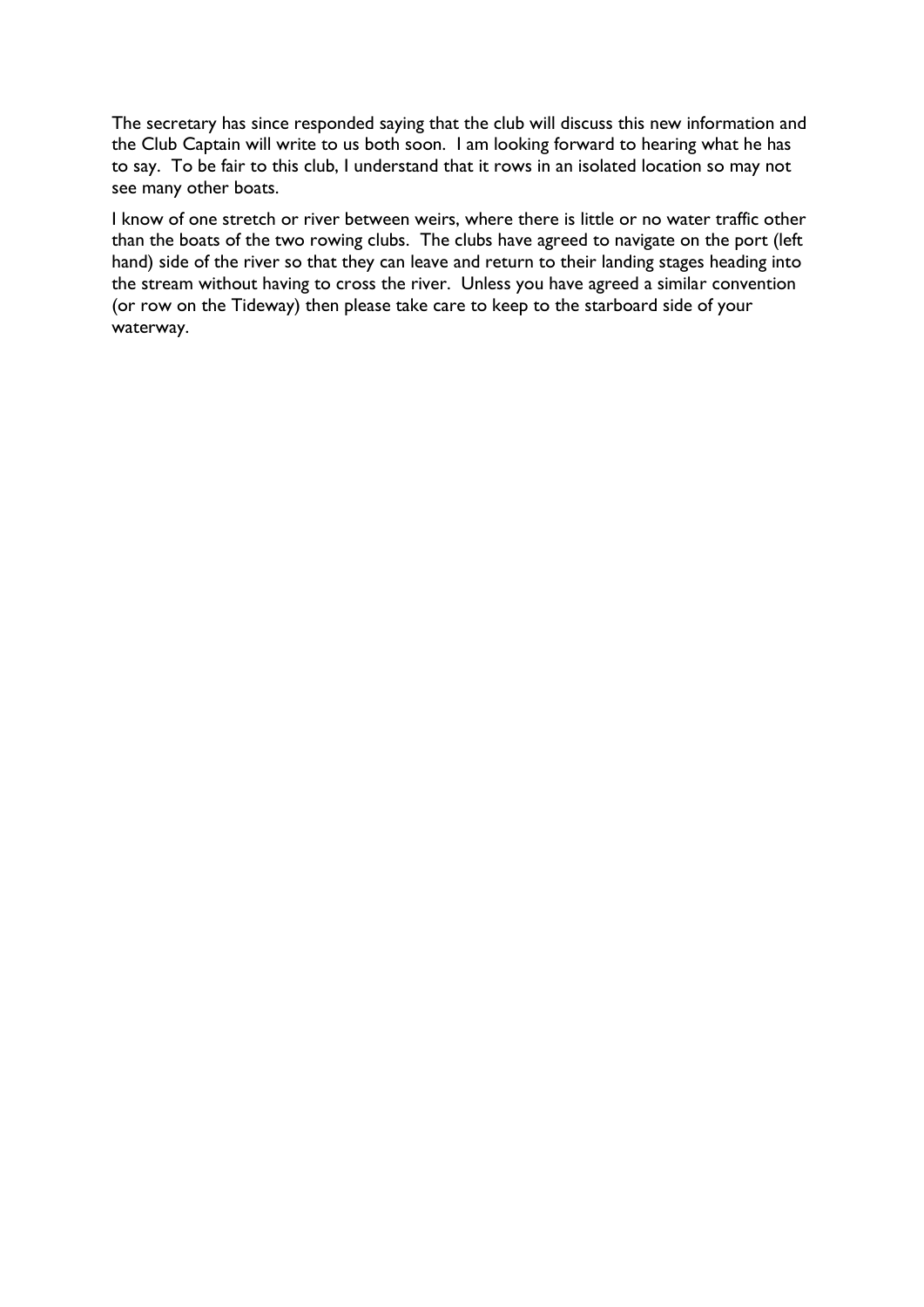The secretary has since responded saying that the club will discuss this new information and the Club Captain will write to us both soon. I am looking forward to hearing what he has to say. To be fair to this club, I understand that it rows in an isolated location so may not see many other boats.

I know of one stretch or river between weirs, where there is little or no water traffic other than the boats of the two rowing clubs. The clubs have agreed to navigate on the port (left hand) side of the river so that they can leave and return to their landing stages heading into the stream without having to cross the river. Unless you have agreed a similar convention (or row on the Tideway) then please take care to keep to the starboard side of your waterway.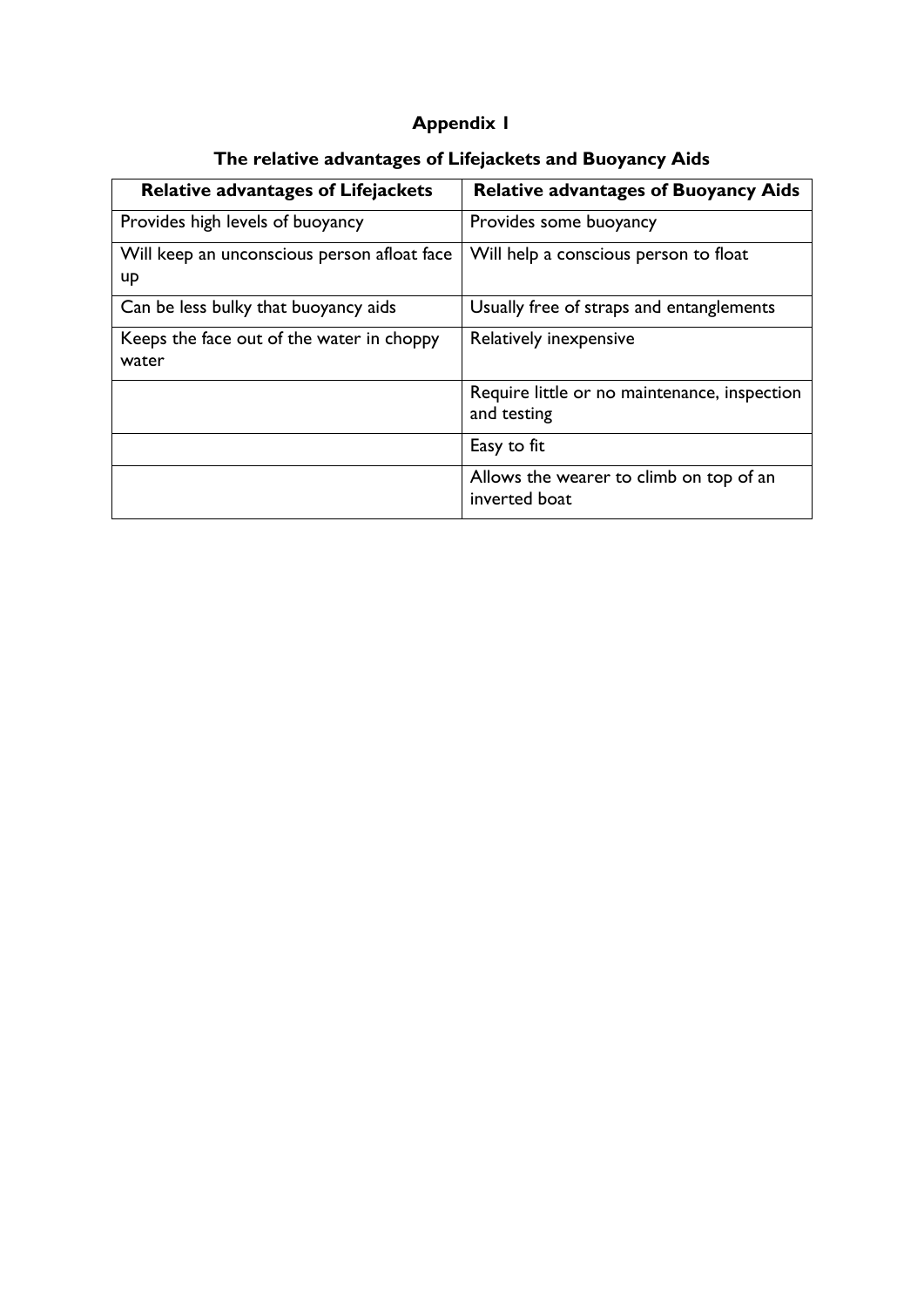# Appendix 1

## The relative advantages of Lifejackets and Buoyancy Aids

| Relative advantages of Lifejackets | Relative advantages of Buoyancy Aids |
|---|---|
| Provides high levels of buoyancy | Provides some buoyancy |
| Will keep an unconscious person afloat face up | Will help a conscious person to float |
| Can be less bulky that buoyancy aids | Usually free of straps and entanglements |
| Keeps the face out of the water in choppy water | Relatively inexpensive |
| | Require little or no maintenance, inspection and testing |
| | Easy to fit |
| | Allows the wearer to climb on top of an inverted boat |